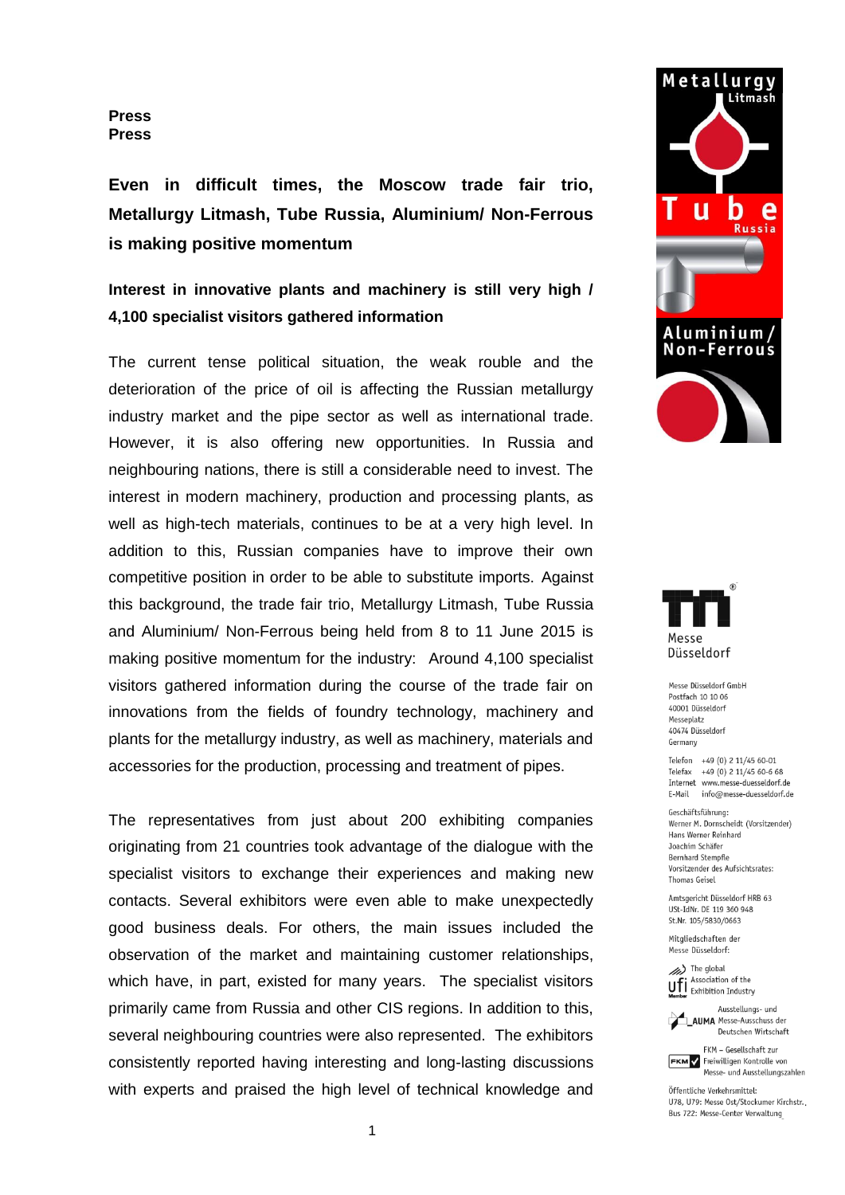**Press**
**Press**

## Even in difficult times, the Moscow trade fair trio, Metallurgy Litmash, Tube Russia, Aluminium/ Non-Ferrous is making positive momentum

### Interest in innovative plants and machinery is still very high / 4,100 specialist visitors gathered information

The current tense political situation, the weak rouble and the deterioration of the price of oil is affecting the Russian metallurgy industry market and the pipe sector as well as international trade. However, it is also offering new opportunities. In Russia and neighbouring nations, there is still a considerable need to invest. The interest in modern machinery, production and processing plants, as well as high-tech materials, continues to be at a very high level. In addition to this, Russian companies have to improve their own competitive position in order to be able to substitute imports. Against this background, the trade fair trio, Metallurgy Litmash, Tube Russia and Aluminium/ Non-Ferrous being held from 8 to 11 June 2015 is making positive momentum for the industry: Around 4,100 specialist visitors gathered information during the course of the trade fair on innovations from the fields of foundry technology, machinery and plants for the metallurgy industry, as well as machinery, materials and accessories for the production, processing and treatment of pipes.

The representatives from just about 200 exhibiting companies originating from 21 countries took advantage of the dialogue with the specialist visitors to exchange their experiences and making new contacts. Several exhibitors were even able to make unexpectedly good business deals. For others, the main issues included the observation of the market and maintaining customer relationships, which have, in part, existed for many years. The specialist visitors primarily came from Russia and other CIS regions. In addition to this, several neighbouring countries were also represented. The exhibitors consistently reported having interesting and long-lasting discussions with experts and praised the high level of technical knowledge and

Metallurgy Litmash
Tube Russia
Aluminium / Non-Ferrous

Messe Düsseldorf

Messe Düsseldorf GmbH
Postfach 10 10 06
40001 Düsseldorf
Messeplatz
40474 Düsseldorf
Germany

Telefon +49 (0) 2 11/45 60-01
Telefax +49 (0) 2 11/45 60-6 68
Internet www.messe-duesseldorf.de
E-Mail info@messe-duesseldorf.de

Geschäftsführung:
Werner M. Dornscheidt (Vorsitzender)
Hans Werner Reinhard
Joachim Schäfer
Bernhard Stempfle
Vorsitzender des Aufsichtsrates:
Thomas Geisel

Amtsgericht Düsseldorf HRB 63
USt-IdNr. DE 119 360 948
St.Nr. 105/5830/0663

Mitgliedschaften der
Messe Düsseldorf:

ufi Member – The global Association of the Exhibition Industry

AUMA – Ausstellungs- und Messe-Ausschuss der Deutschen Wirtschaft

FKM – Gesellschaft zur Freiwilligen Kontrolle von Messe- und Ausstellungszahlen

Öffentliche Verkehrsmittel:
U78, U79: Messe Ost/Stockumer Kirchstr.,
Bus 722: Messe-Center Verwaltung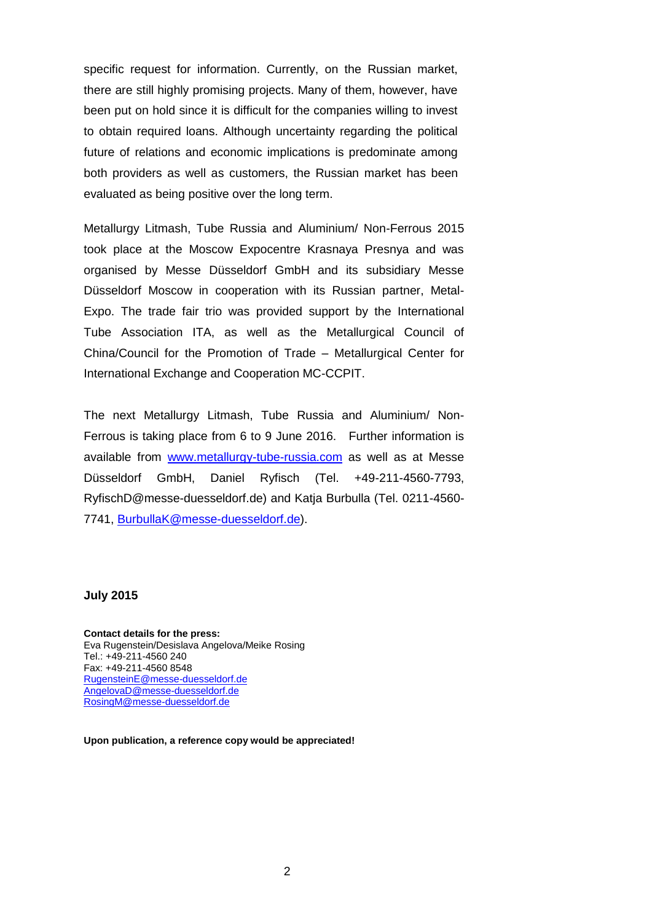specific request for information. Currently, on the Russian market, there are still highly promising projects. Many of them, however, have been put on hold since it is difficult for the companies willing to invest to obtain required loans. Although uncertainty regarding the political future of relations and economic implications is predominate among both providers as well as customers, the Russian market has been evaluated as being positive over the long term.

Metallurgy Litmash, Tube Russia and Aluminium/ Non-Ferrous 2015 took place at the Moscow Expocentre Krasnaya Presnya and was organised by Messe Düsseldorf GmbH and its subsidiary Messe Düsseldorf Moscow in cooperation with its Russian partner, Metal-Expo. The trade fair trio was provided support by the International Tube Association ITA, as well as the Metallurgical Council of China/Council for the Promotion of Trade – Metallurgical Center for International Exchange and Cooperation MC-CCPIT.

The next Metallurgy Litmash, Tube Russia and Aluminium/ Non-Ferrous is taking place from 6 to 9 June 2016. Further information is available from www.metallurgy-tube-russia.com as well as at Messe Düsseldorf GmbH, Daniel Ryfisch (Tel. +49-211-4560-7793, RyfischD@messe-duesseldorf.de) and Katja Burbulla (Tel. 0211-4560-7741, BurbullaK@messe-duesseldorf.de).

**July 2015**

**Contact details for the press:**
Eva Rugenstein/Desislava Angelova/Meike Rosing
Tel.: +49-211-4560 240
Fax: +49-211-4560 8548
RugensteinE@messe-duesseldorf.de
AngelovaD@messe-duesseldorf.de
RosingM@messe-duesseldorf.de

**Upon publication, a reference copy would be appreciated!**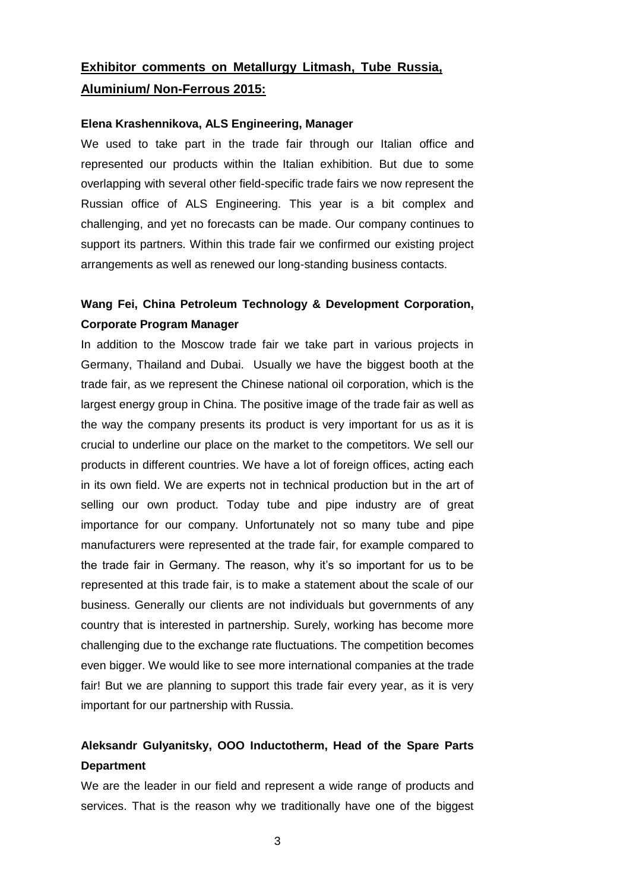## Exhibitor comments on Metallurgy Litmash, Tube Russia, Aluminium/ Non-Ferrous 2015:

**Elena Krashennikova, ALS Engineering, Manager**

We used to take part in the trade fair through our Italian office and represented our products within the Italian exhibition. But due to some overlapping with several other field-specific trade fairs we now represent the Russian office of ALS Engineering. This year is a bit complex and challenging, and yet no forecasts can be made. Our company continues to support its partners. Within this trade fair we confirmed our existing project arrangements as well as renewed our long-standing business contacts.

**Wang Fei, China Petroleum Technology & Development Corporation, Corporate Program Manager**

In addition to the Moscow trade fair we take part in various projects in Germany, Thailand and Dubai. Usually we have the biggest booth at the trade fair, as we represent the Chinese national oil corporation, which is the largest energy group in China. The positive image of the trade fair as well as the way the company presents its product is very important for us as it is crucial to underline our place on the market to the competitors. We sell our products in different countries. We have a lot of foreign offices, acting each in its own field. We are experts not in technical production but in the art of selling our own product. Today tube and pipe industry are of great importance for our company. Unfortunately not so many tube and pipe manufacturers were represented at the trade fair, for example compared to the trade fair in Germany. The reason, why it's so important for us to be represented at this trade fair, is to make a statement about the scale of our business. Generally our clients are not individuals but governments of any country that is interested in partnership. Surely, working has become more challenging due to the exchange rate fluctuations. The competition becomes even bigger. We would like to see more international companies at the trade fair! But we are planning to support this trade fair every year, as it is very important for our partnership with Russia.

**Aleksandr Gulyanitsky, OOO Inductotherm, Head of the Spare Parts Department**

We are the leader in our field and represent a wide range of products and services. That is the reason why we traditionally have one of the biggest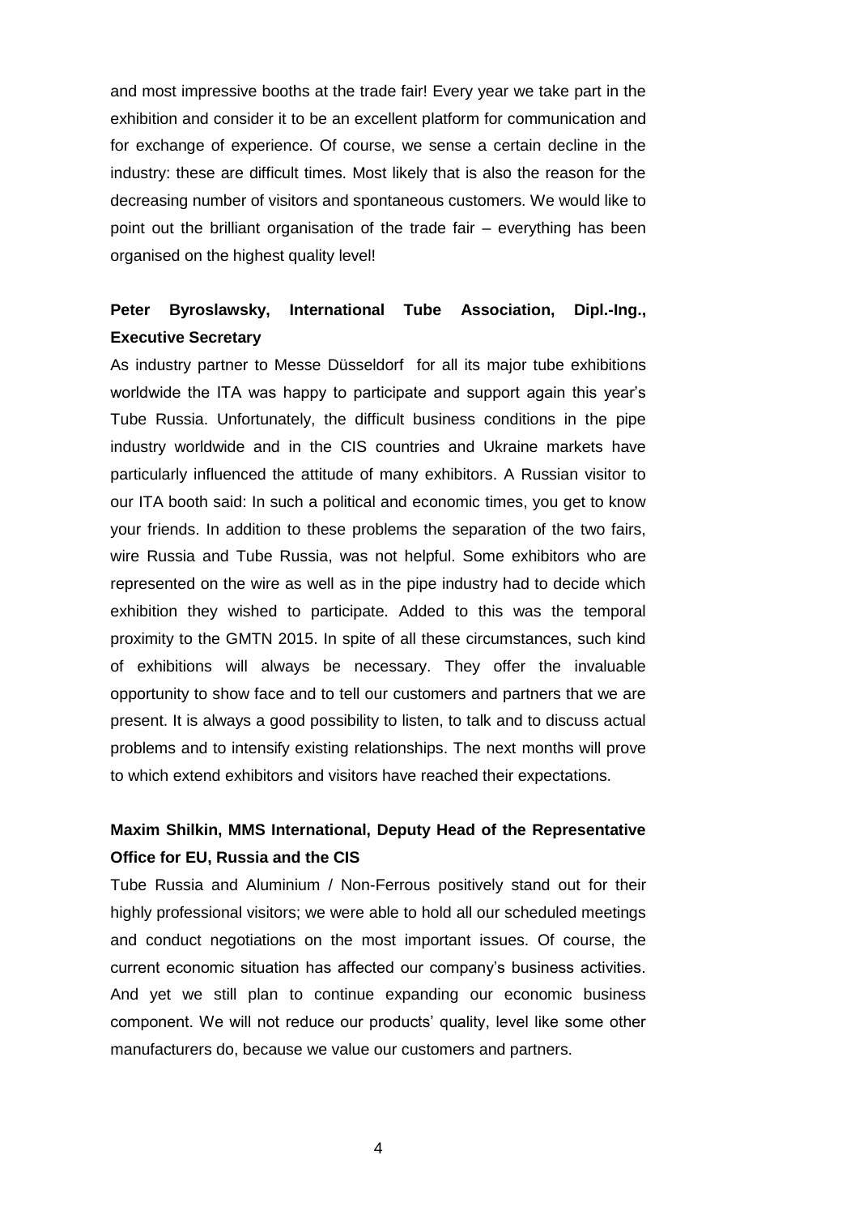and most impressive booths at the trade fair! Every year we take part in the exhibition and consider it to be an excellent platform for communication and for exchange of experience. Of course, we sense a certain decline in the industry: these are difficult times. Most likely that is also the reason for the decreasing number of visitors and spontaneous customers. We would like to point out the brilliant organisation of the trade fair – everything has been organised on the highest quality level!

**Peter Byroslawsky, International Tube Association, Dipl.-Ing., Executive Secretary**

As industry partner to Messe Düsseldorf for all its major tube exhibitions worldwide the ITA was happy to participate and support again this year's Tube Russia. Unfortunately, the difficult business conditions in the pipe industry worldwide and in the CIS countries and Ukraine markets have particularly influenced the attitude of many exhibitors. A Russian visitor to our ITA booth said: In such a political and economic times, you get to know your friends. In addition to these problems the separation of the two fairs, wire Russia and Tube Russia, was not helpful. Some exhibitors who are represented on the wire as well as in the pipe industry had to decide which exhibition they wished to participate. Added to this was the temporal proximity to the GMTN 2015. In spite of all these circumstances, such kind of exhibitions will always be necessary. They offer the invaluable opportunity to show face and to tell our customers and partners that we are present. It is always a good possibility to listen, to talk and to discuss actual problems and to intensify existing relationships. The next months will prove to which extend exhibitors and visitors have reached their expectations.

**Maxim Shilkin, MMS International, Deputy Head of the Representative Office for EU, Russia and the CIS**

Tube Russia and Aluminium / Non-Ferrous positively stand out for their highly professional visitors; we were able to hold all our scheduled meetings and conduct negotiations on the most important issues. Of course, the current economic situation has affected our company's business activities. And yet we still plan to continue expanding our economic business component. We will not reduce our products' quality, level like some other manufacturers do, because we value our customers and partners.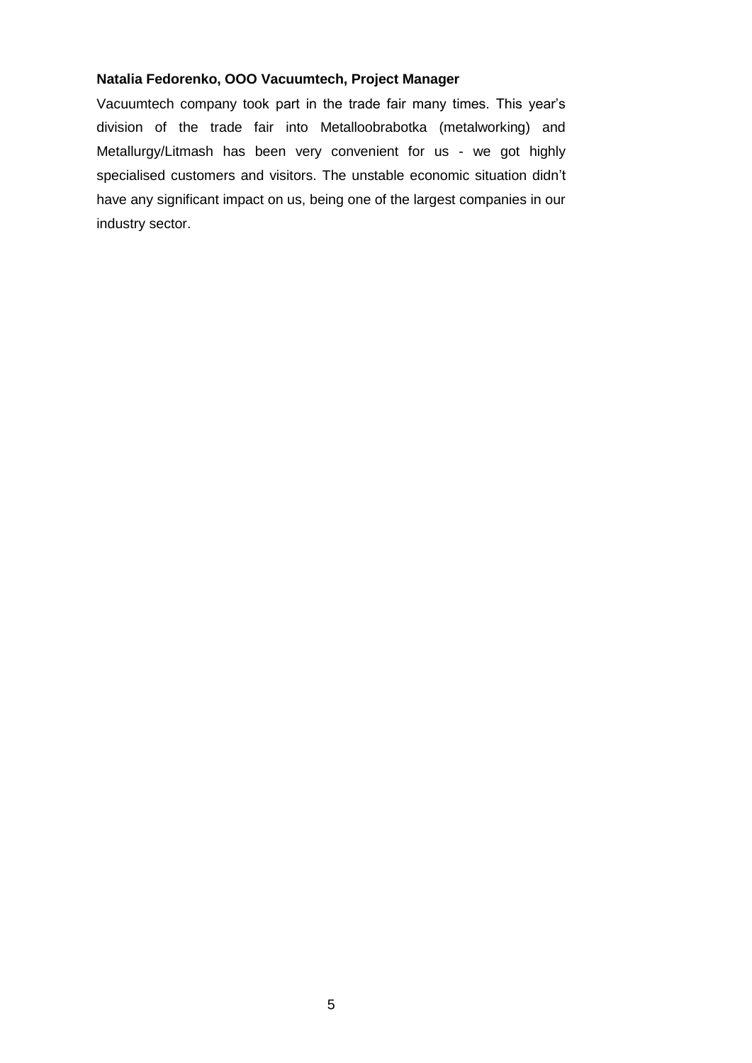**Natalia Fedorenko, OOO Vacuumtech, Project Manager**

Vacuumtech company took part in the trade fair many times. This year's division of the trade fair into Metalloobrabotka (metalworking) and Metallurgy/Litmash has been very convenient for us - we got highly specialised customers and visitors. The unstable economic situation didn't have any significant impact on us, being one of the largest companies in our industry sector.